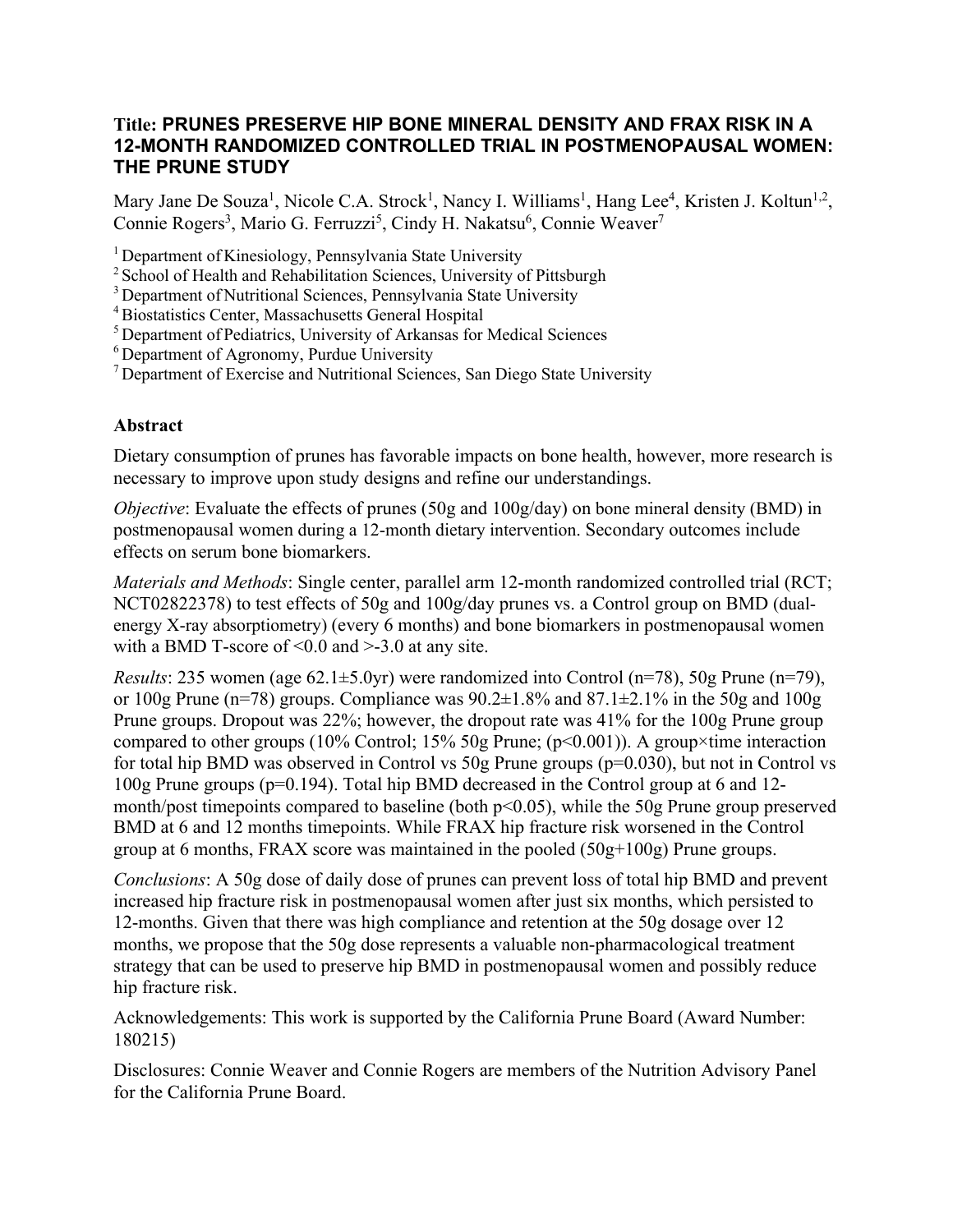**Title: PRUNES PRESERVE HIP BONE MINERAL DENSITY AND FRAX RISK IN A 12-MONTH RANDOMIZED CONTROLLED TRIAL IN POSTMENOPAUSAL WOMEN: THE PRUNE STUDY**

Mary Jane De Souza[1], Nicole C.A. Strock[1], Nancy I. Williams[1], Hang Lee[4], Kristen J. Koltun[1,2], Connie Rogers[3], Mario G. Ferruzzi[5], Cindy H. Nakatsu[6], Connie Weaver[7]

[1] Department of Kinesiology, Pennsylvania State University
[2] School of Health and Rehabilitation Sciences, University of Pittsburgh
[3] Department of Nutritional Sciences, Pennsylvania State University
[4] Biostatistics Center, Massachusetts General Hospital
[5] Department of Pediatrics, University of Arkansas for Medical Sciences
[6] Department of Agronomy, Purdue University
[7] Department of Exercise and Nutritional Sciences, San Diego State University

## Abstract

Dietary consumption of prunes has favorable impacts on bone health, however, more research is necessary to improve upon study designs and refine our understandings.

*Objective*: Evaluate the effects of prunes (50g and 100g/day) on bone mineral density (BMD) in postmenopausal women during a 12-month dietary intervention. Secondary outcomes include effects on serum bone biomarkers.

*Materials and Methods*: Single center, parallel arm 12-month randomized controlled trial (RCT; NCT02822378) to test effects of 50g and 100g/day prunes vs. a Control group on BMD (dual-energy X-ray absorptiometry) (every 6 months) and bone biomarkers in postmenopausal women with a BMD T-score of <0.0 and >-3.0 at any site.

*Results*: 235 women (age 62.1±5.0yr) were randomized into Control (n=78), 50g Prune (n=79), or 100g Prune (n=78) groups. Compliance was 90.2±1.8% and 87.1±2.1% in the 50g and 100g Prune groups. Dropout was 22%; however, the dropout rate was 41% for the 100g Prune group compared to other groups (10% Control; 15% 50g Prune; ($p<0.001$)). A group×time interaction for total hip BMD was observed in Control vs 50g Prune groups ($p=0.030$), but not in Control vs 100g Prune groups ($p=0.194$). Total hip BMD decreased in the Control group at 6 and 12-month/post timepoints compared to baseline (both $p<0.05$), while the 50g Prune group preserved BMD at 6 and 12 months timepoints. While FRAX hip fracture risk worsened in the Control group at 6 months, FRAX score was maintained in the pooled (50g+100g) Prune groups.

*Conclusions*: A 50g dose of daily dose of prunes can prevent loss of total hip BMD and prevent increased hip fracture risk in postmenopausal women after just six months, which persisted to 12-months. Given that there was high compliance and retention at the 50g dosage over 12 months, we propose that the 50g dose represents a valuable non-pharmacological treatment strategy that can be used to preserve hip BMD in postmenopausal women and possibly reduce hip fracture risk.

Acknowledgements: This work is supported by the California Prune Board (Award Number: 180215)

Disclosures: Connie Weaver and Connie Rogers are members of the Nutrition Advisory Panel for the California Prune Board.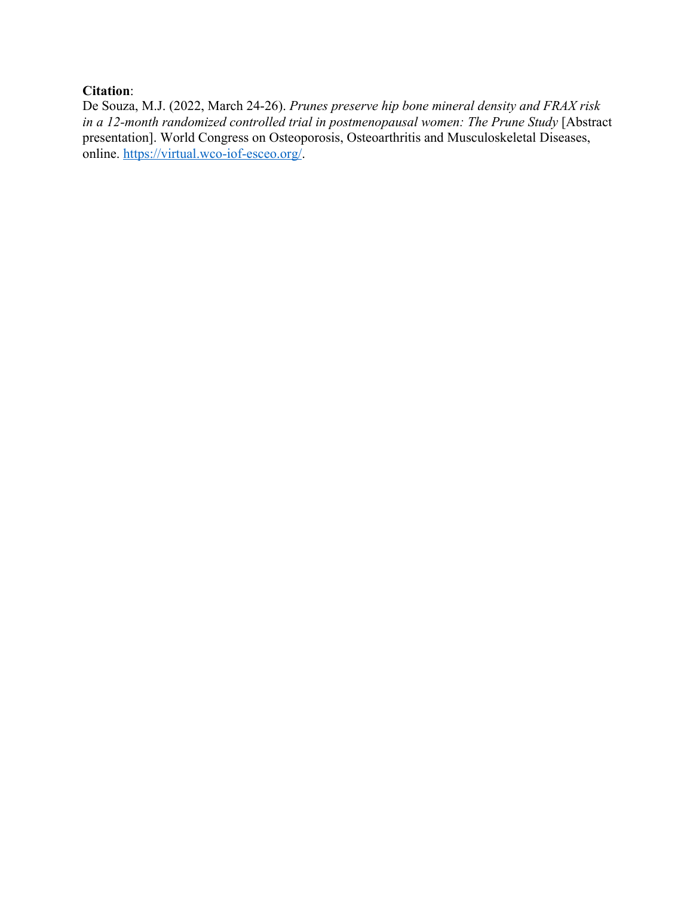**Citation**:
De Souza, M.J. (2022, March 24-26). *Prunes preserve hip bone mineral density and FRAX risk in a 12-month randomized controlled trial in postmenopausal women: The Prune Study* [Abstract presentation]. World Congress on Osteoporosis, Osteoarthritis and Musculoskeletal Diseases, online. https://virtual.wco-iof-esceo.org/.